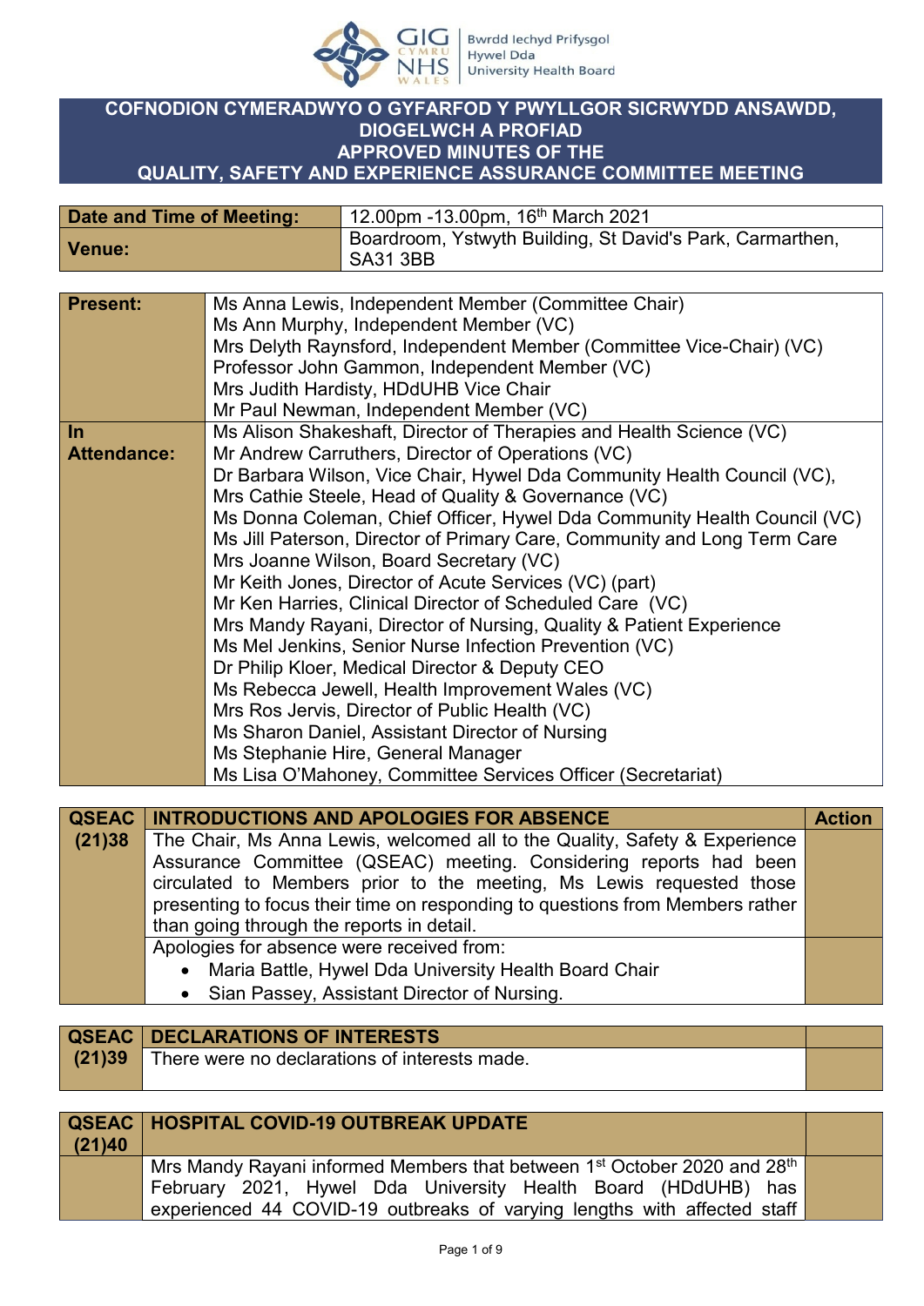Bwrdd Iechyd Prifysgol Hywel Dda University Health Board

# COFNODION CYMERADWYO O GYFARFOD Y PWYLLGOR SICRWYDD ANSAWDD, DIOGELWCH A PROFIAD
# APPROVED MINUTES OF THE QUALITY, SAFETY AND EXPERIENCE ASSURANCE COMMITTEE MEETING

| **Date and Time of Meeting:** | 12.00pm -13.00pm, 16th March 2021 |
|---|---|
| **Venue:** | Boardroom, Ystwyth Building, St David's Park, Carmarthen, SA31 3BB |

| | |
|---|---|
| **Present:** | Ms Anna Lewis, Independent Member (Committee Chair)<br>Ms Ann Murphy, Independent Member (VC)<br>Mrs Delyth Raynsford, Independent Member (Committee Vice-Chair) (VC)<br>Professor John Gammon, Independent Member (VC)<br>Mrs Judith Hardisty, HDdUHB Vice Chair<br>Mr Paul Newman, Independent Member (VC) |
| **In Attendance:** | Ms Alison Shakeshaft, Director of Therapies and Health Science (VC)<br>Mr Andrew Carruthers, Director of Operations (VC)<br>Dr Barbara Wilson, Vice Chair, Hywel Dda Community Health Council (VC),<br>Mrs Cathie Steele, Head of Quality & Governance (VC)<br>Ms Donna Coleman, Chief Officer, Hywel Dda Community Health Council (VC)<br>Ms Jill Paterson, Director of Primary Care, Community and Long Term Care<br>Mrs Joanne Wilson, Board Secretary (VC)<br>Mr Keith Jones, Director of Acute Services (VC) (part)<br>Mr Ken Harries, Clinical Director of Scheduled Care (VC)<br>Mrs Mandy Rayani, Director of Nursing, Quality & Patient Experience<br>Ms Mel Jenkins, Senior Nurse Infection Prevention (VC)<br>Dr Philip Kloer, Medical Director & Deputy CEO<br>Ms Rebecca Jewell, Health Improvement Wales (VC)<br>Mrs Ros Jervis, Director of Public Health (VC)<br>Ms Sharon Daniel, Assistant Director of Nursing<br>Ms Stephanie Hire, General Manager<br>Ms Lisa O'Mahoney, Committee Services Officer (Secretariat) |

| QSEAC | INTRODUCTIONS AND APOLOGIES FOR ABSENCE | Action |
|---|---|---|
| (21)38 | The Chair, Ms Anna Lewis, welcomed all to the Quality, Safety & Experience Assurance Committee (QSEAC) meeting. Considering reports had been circulated to Members prior to the meeting, Ms Lewis requested those presenting to focus their time on responding to questions from Members rather than going through the reports in detail. | |
| | Apologies for absence were received from:<br>• Maria Battle, Hywel Dda University Health Board Chair<br>• Sian Passey, Assistant Director of Nursing. | |

| QSEAC | DECLARATIONS OF INTERESTS | |
|---|---|---|
| (21)39 | There were no declarations of interests made. | |

| QSEAC (21)40 | HOSPITAL COVID-19 OUTBREAK UPDATE | |
|---|---|---|
| | Mrs Mandy Rayani informed Members that between 1st October 2020 and 28th February 2021, Hywel Dda University Health Board (HDdUHB) has experienced 44 COVID-19 outbreaks of varying lengths with affected staff | |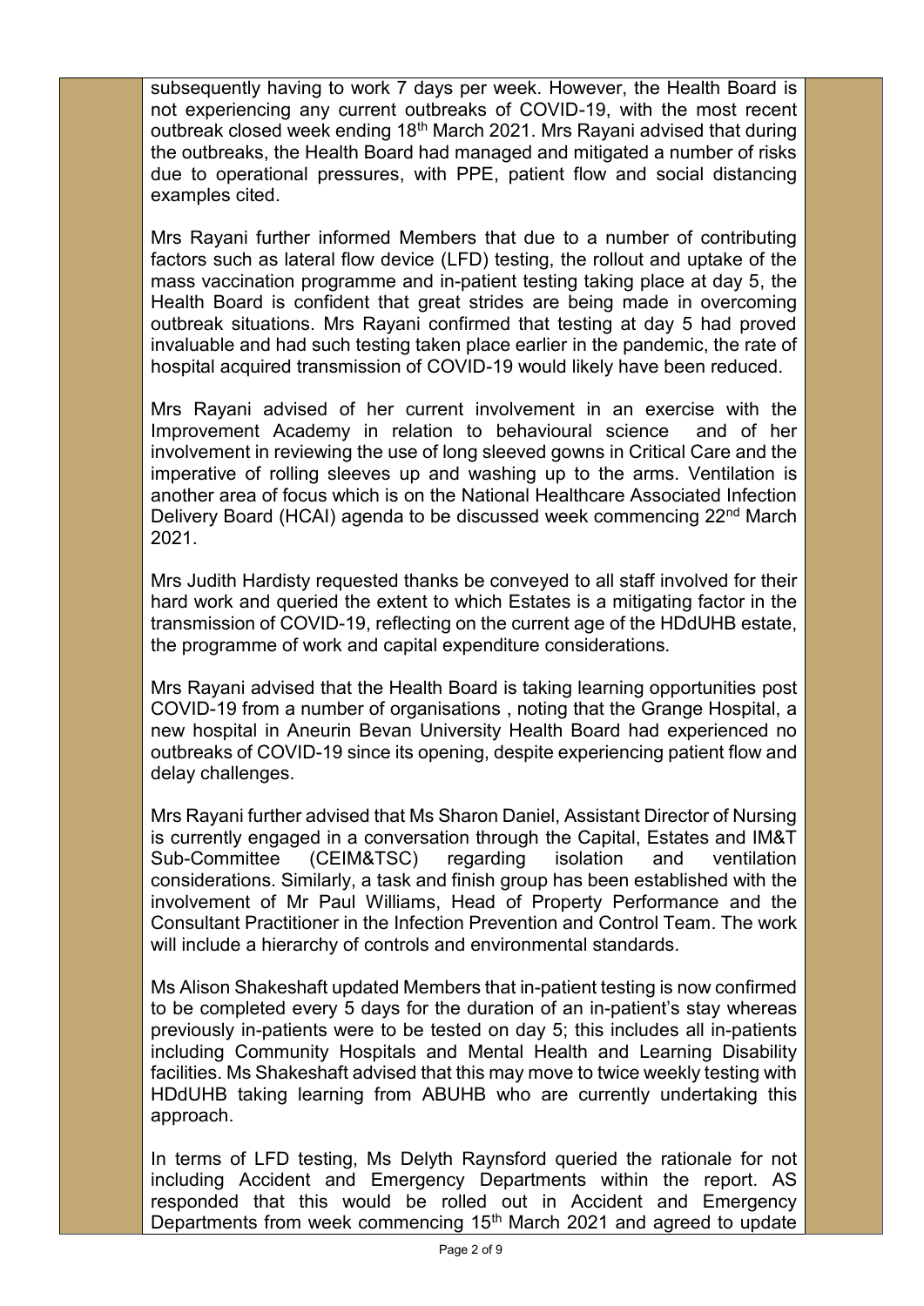subsequently having to work 7 days per week. However, the Health Board is not experiencing any current outbreaks of COVID-19, with the most recent outbreak closed week ending 18th March 2021. Mrs Rayani advised that during the outbreaks, the Health Board had managed and mitigated a number of risks due to operational pressures, with PPE, patient flow and social distancing examples cited.

Mrs Rayani further informed Members that due to a number of contributing factors such as lateral flow device (LFD) testing, the rollout and uptake of the mass vaccination programme and in-patient testing taking place at day 5, the Health Board is confident that great strides are being made in overcoming outbreak situations. Mrs Rayani confirmed that testing at day 5 had proved invaluable and had such testing taken place earlier in the pandemic, the rate of hospital acquired transmission of COVID-19 would likely have been reduced.

Mrs Rayani advised of her current involvement in an exercise with the Improvement Academy in relation to behavioural science and of her involvement in reviewing the use of long sleeved gowns in Critical Care and the imperative of rolling sleeves up and washing up to the arms. Ventilation is another area of focus which is on the National Healthcare Associated Infection Delivery Board (HCAI) agenda to be discussed week commencing 22nd March 2021.

Mrs Judith Hardisty requested thanks be conveyed to all staff involved for their hard work and queried the extent to which Estates is a mitigating factor in the transmission of COVID-19, reflecting on the current age of the HDdUHB estate, the programme of work and capital expenditure considerations.

Mrs Rayani advised that the Health Board is taking learning opportunities post COVID-19 from a number of organisations , noting that the Grange Hospital, a new hospital in Aneurin Bevan University Health Board had experienced no outbreaks of COVID-19 since its opening, despite experiencing patient flow and delay challenges.

Mrs Rayani further advised that Ms Sharon Daniel, Assistant Director of Nursing is currently engaged in a conversation through the Capital, Estates and IM&T Sub-Committee (CEIM&TSC) regarding isolation and ventilation considerations. Similarly, a task and finish group has been established with the involvement of Mr Paul Williams, Head of Property Performance and the Consultant Practitioner in the Infection Prevention and Control Team. The work will include a hierarchy of controls and environmental standards.

Ms Alison Shakeshaft updated Members that in-patient testing is now confirmed to be completed every 5 days for the duration of an in-patient's stay whereas previously in-patients were to be tested on day 5; this includes all in-patients including Community Hospitals and Mental Health and Learning Disability facilities. Ms Shakeshaft advised that this may move to twice weekly testing with HDdUHB taking learning from ABUHB who are currently undertaking this approach.

In terms of LFD testing, Ms Delyth Raynsford queried the rationale for not including Accident and Emergency Departments within the report. AS responded that this would be rolled out in Accident and Emergency Departments from week commencing 15th March 2021 and agreed to update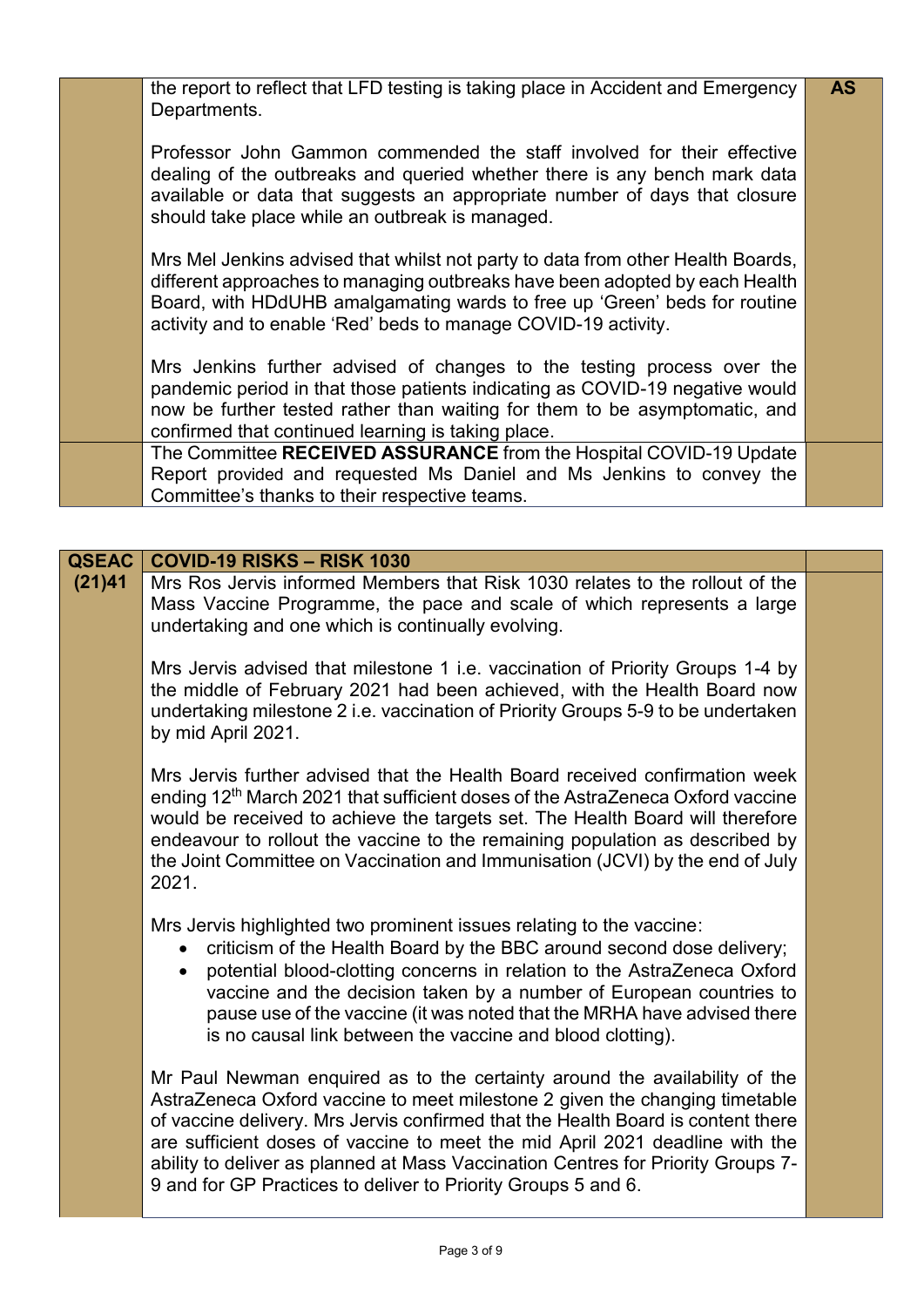| | | |
|---|---|---|
| | the report to reflect that LFD testing is taking place in Accident and Emergency Departments.<br><br>Professor John Gammon commended the staff involved for their effective dealing of the outbreaks and queried whether there is any bench mark data available or data that suggests an appropriate number of days that closure should take place while an outbreak is managed.<br><br>Mrs Mel Jenkins advised that whilst not party to data from other Health Boards, different approaches to managing outbreaks have been adopted by each Health Board, with HDdUHB amalgamating wards to free up 'Green' beds for routine activity and to enable 'Red' beds to manage COVID-19 activity.<br><br>Mrs Jenkins further advised of changes to the testing process over the pandemic period in that those patients indicating as COVID-19 negative would now be further tested rather than waiting for them to be asymptomatic, and confirmed that continued learning is taking place. | **AS** |
| | The Committee **RECEIVED ASSURANCE** from the Hospital COVID-19 Update Report provided and requested Ms Daniel and Ms Jenkins to convey the Committee's thanks to their respective teams. | |

| **QSEAC (21)41** | **COVID-19 RISKS – RISK 1030** | |
|---|---|---|
| | Mrs Ros Jervis informed Members that Risk 1030 relates to the rollout of the Mass Vaccine Programme, the pace and scale of which represents a large undertaking and one which is continually evolving.<br><br>Mrs Jervis advised that milestone 1 i.e. vaccination of Priority Groups 1-4 by the middle of February 2021 had been achieved, with the Health Board now undertaking milestone 2 i.e. vaccination of Priority Groups 5-9 to be undertaken by mid April 2021.<br><br>Mrs Jervis further advised that the Health Board received confirmation week ending 12th March 2021 that sufficient doses of the AstraZeneca Oxford vaccine would be received to achieve the targets set. The Health Board will therefore endeavour to rollout the vaccine to the remaining population as described by the Joint Committee on Vaccination and Immunisation (JCVI) by the end of July 2021.<br><br>Mrs Jervis highlighted two prominent issues relating to the vaccine:<br>• criticism of the Health Board by the BBC around second dose delivery;<br>• potential blood-clotting concerns in relation to the AstraZeneca Oxford vaccine and the decision taken by a number of European countries to pause use of the vaccine (it was noted that the MRHA have advised there is no causal link between the vaccine and blood clotting).<br><br>Mr Paul Newman enquired as to the certainty around the availability of the AstraZeneca Oxford vaccine to meet milestone 2 given the changing timetable of vaccine delivery. Mrs Jervis confirmed that the Health Board is content there are sufficient doses of vaccine to meet the mid April 2021 deadline with the ability to deliver as planned at Mass Vaccination Centres for Priority Groups 7-9 and for GP Practices to deliver to Priority Groups 5 and 6. | |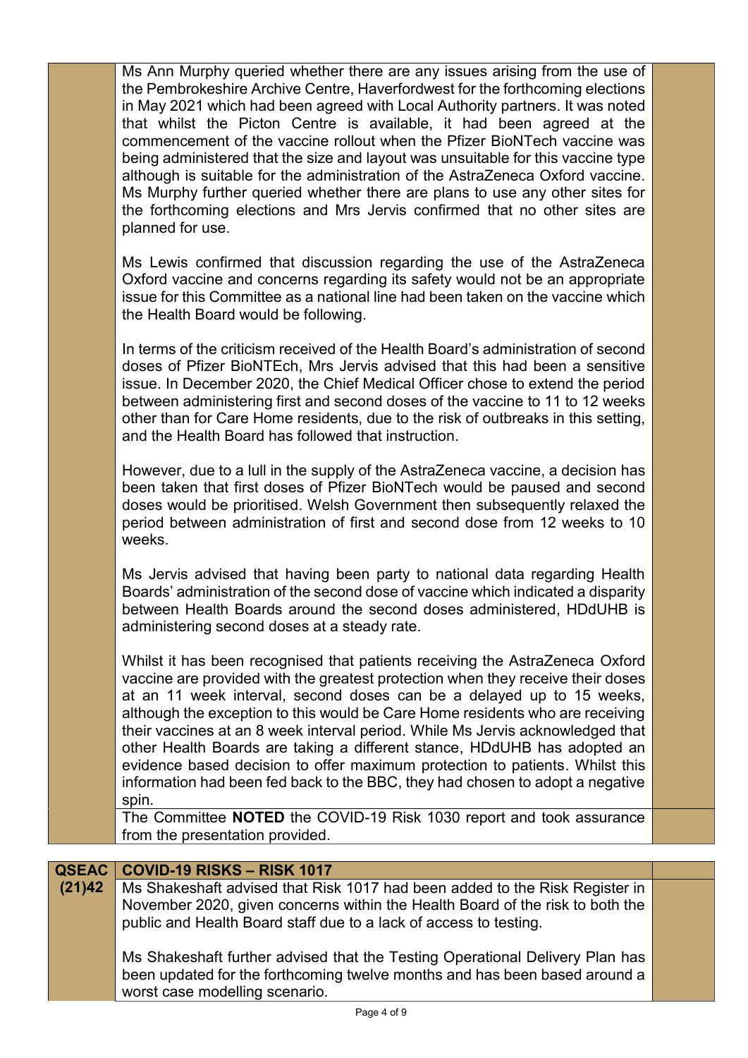| | | |
|---|---|---|
| | Ms Ann Murphy queried whether there are any issues arising from the use of the Pembrokeshire Archive Centre, Haverfordwest for the forthcoming elections in May 2021 which had been agreed with Local Authority partners. It was noted that whilst the Picton Centre is available, it had been agreed at the commencement of the vaccine rollout when the Pfizer BioNTech vaccine was being administered that the size and layout was unsuitable for this vaccine type although is suitable for the administration of the AstraZeneca Oxford vaccine. Ms Murphy further queried whether there are plans to use any other sites for the forthcoming elections and Mrs Jervis confirmed that no other sites are planned for use.<br><br>Ms Lewis confirmed that discussion regarding the use of the AstraZeneca Oxford vaccine and concerns regarding its safety would not be an appropriate issue for this Committee as a national line had been taken on the vaccine which the Health Board would be following.<br><br>In terms of the criticism received of the Health Board's administration of second doses of Pfizer BioNTEch, Mrs Jervis advised that this had been a sensitive issue. In December 2020, the Chief Medical Officer chose to extend the period between administering first and second doses of the vaccine to 11 to 12 weeks other than for Care Home residents, due to the risk of outbreaks in this setting, and the Health Board has followed that instruction.<br><br>However, due to a lull in the supply of the AstraZeneca vaccine, a decision has been taken that first doses of Pfizer BioNTech would be paused and second doses would be prioritised. Welsh Government then subsequently relaxed the period between administration of first and second dose from 12 weeks to 10 weeks.<br><br>Ms Jervis advised that having been party to national data regarding Health Boards' administration of the second dose of vaccine which indicated a disparity between Health Boards around the second doses administered, HDdUHB is administering second doses at a steady rate.<br><br>Whilst it has been recognised that patients receiving the AstraZeneca Oxford vaccine are provided with the greatest protection when they receive their doses at an 11 week interval, second doses can be a delayed up to 15 weeks, although the exception to this would be Care Home residents who are receiving their vaccines at an 8 week interval period. While Ms Jervis acknowledged that other Health Boards are taking a different stance, HDdUHB has adopted an evidence based decision to offer maximum protection to patients. Whilst this information had been fed back to the BBC, they had chosen to adopt a negative spin. | |
| | The Committee **NOTED** the COVID-19 Risk 1030 report and took assurance from the presentation provided. | |

| | | |
|---|---|---|
| **QSEAC (21)42** | **COVID-19 RISKS – RISK 1017** | |
| | Ms Shakeshaft advised that Risk 1017 had been added to the Risk Register in November 2020, given concerns within the Health Board of the risk to both the public and Health Board staff due to a lack of access to testing.<br><br>Ms Shakeshaft further advised that the Testing Operational Delivery Plan has been updated for the forthcoming twelve months and has been based around a worst case modelling scenario. | |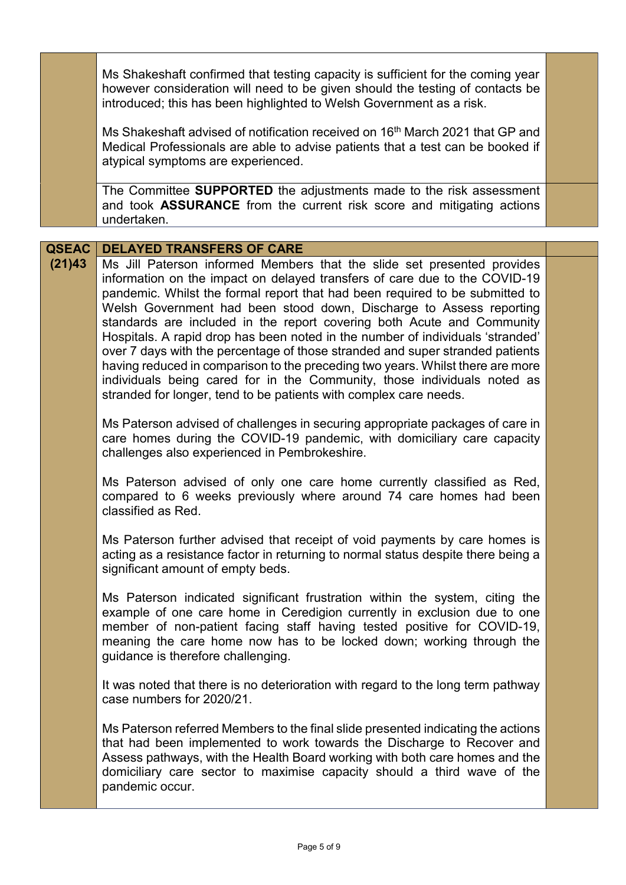| | | |
|---|---|---|
| | Ms Shakeshaft confirmed that testing capacity is sufficient for the coming year however consideration will need to be given should the testing of contacts be introduced; this has been highlighted to Welsh Government as a risk.<br><br>Ms Shakeshaft advised of notification received on 16th March 2021 that GP and Medical Professionals are able to advise patients that a test can be booked if atypical symptoms are experienced. | |
| | The Committee **SUPPORTED** the adjustments made to the risk assessment and took **ASSURANCE** from the current risk score and mitigating actions undertaken. | |

| | | |
|---|---|---|
| **QSEAC** | **DELAYED TRANSFERS OF CARE** | |
| **(21)43** | Ms Jill Paterson informed Members that the slide set presented provides information on the impact on delayed transfers of care due to the COVID-19 pandemic. Whilst the formal report that had been required to be submitted to Welsh Government had been stood down, Discharge to Assess reporting standards are included in the report covering both Acute and Community Hospitals. A rapid drop has been noted in the number of individuals 'stranded' over 7 days with the percentage of those stranded and super stranded patients having reduced in comparison to the preceding two years. Whilst there are more individuals being cared for in the Community, those individuals noted as stranded for longer, tend to be patients with complex care needs.<br><br>Ms Paterson advised of challenges in securing appropriate packages of care in care homes during the COVID-19 pandemic, with domiciliary care capacity challenges also experienced in Pembrokeshire.<br><br>Ms Paterson advised of only one care home currently classified as Red, compared to 6 weeks previously where around 74 care homes had been classified as Red.<br><br>Ms Paterson further advised that receipt of void payments by care homes is acting as a resistance factor in returning to normal status despite there being a significant amount of empty beds.<br><br>Ms Paterson indicated significant frustration within the system, citing the example of one care home in Ceredigion currently in exclusion due to one member of non-patient facing staff having tested positive for COVID-19, meaning the care home now has to be locked down; working through the guidance is therefore challenging.<br><br>It was noted that there is no deterioration with regard to the long term pathway case numbers for 2020/21.<br><br>Ms Paterson referred Members to the final slide presented indicating the actions that had been implemented to work towards the Discharge to Recover and Assess pathways, with the Health Board working with both care homes and the domiciliary care sector to maximise capacity should a third wave of the pandemic occur. | |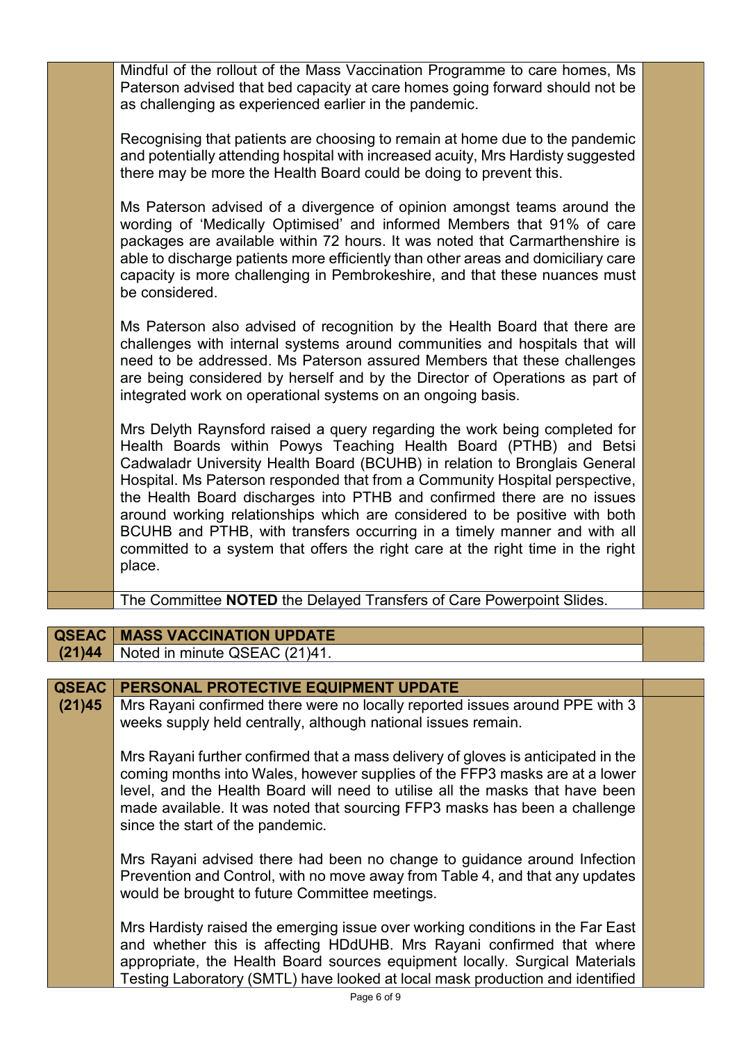| | | |
|---|---|---|
| | Mindful of the rollout of the Mass Vaccination Programme to care homes, Ms Paterson advised that bed capacity at care homes going forward should not be as challenging as experienced earlier in the pandemic.<br><br>Recognising that patients are choosing to remain at home due to the pandemic and potentially attending hospital with increased acuity, Mrs Hardisty suggested there may be more the Health Board could be doing to prevent this.<br><br>Ms Paterson advised of a divergence of opinion amongst teams around the wording of 'Medically Optimised' and informed Members that 91% of care packages are available within 72 hours. It was noted that Carmarthenshire is able to discharge patients more efficiently than other areas and domiciliary care capacity is more challenging in Pembrokeshire, and that these nuances must be considered.<br><br>Ms Paterson also advised of recognition by the Health Board that there are challenges with internal systems around communities and hospitals that will need to be addressed. Ms Paterson assured Members that these challenges are being considered by herself and by the Director of Operations as part of integrated work on operational systems on an ongoing basis.<br><br>Mrs Delyth Raynsford raised a query regarding the work being completed for Health Boards within Powys Teaching Health Board (PTHB) and Betsi Cadwaladr University Health Board (BCUHB) in relation to Bronglais General Hospital. Ms Paterson responded that from a Community Hospital perspective, the Health Board discharges into PTHB and confirmed there are no issues around working relationships which are considered to be positive with both BCUHB and PTHB, with transfers occurring in a timely manner and with all committed to a system that offers the right care at the right time in the right place. | |
| | The Committee **NOTED** the Delayed Transfers of Care Powerpoint Slides. | |

| | | |
|---|---|---|
| **QSEAC (21)44** | **MASS VACCINATION UPDATE** | |
| | Noted in minute QSEAC (21)41. | |

| | | |
|---|---|---|
| **QSEAC (21)45** | **PERSONAL PROTECTIVE EQUIPMENT UPDATE** | |
| | Mrs Rayani confirmed there were no locally reported issues around PPE with 3 weeks supply held centrally, although national issues remain.<br><br>Mrs Rayani further confirmed that a mass delivery of gloves is anticipated in the coming months into Wales, however supplies of the FFP3 masks are at a lower level, and the Health Board will need to utilise all the masks that have been made available. It was noted that sourcing FFP3 masks has been a challenge since the start of the pandemic.<br><br>Mrs Rayani advised there had been no change to guidance around Infection Prevention and Control, with no move away from Table 4, and that any updates would be brought to future Committee meetings.<br><br>Mrs Hardisty raised the emerging issue over working conditions in the Far East and whether this is affecting HDdUHB. Mrs Rayani confirmed that where appropriate, the Health Board sources equipment locally. Surgical Materials Testing Laboratory (SMTL) have looked at local mask production and identified | |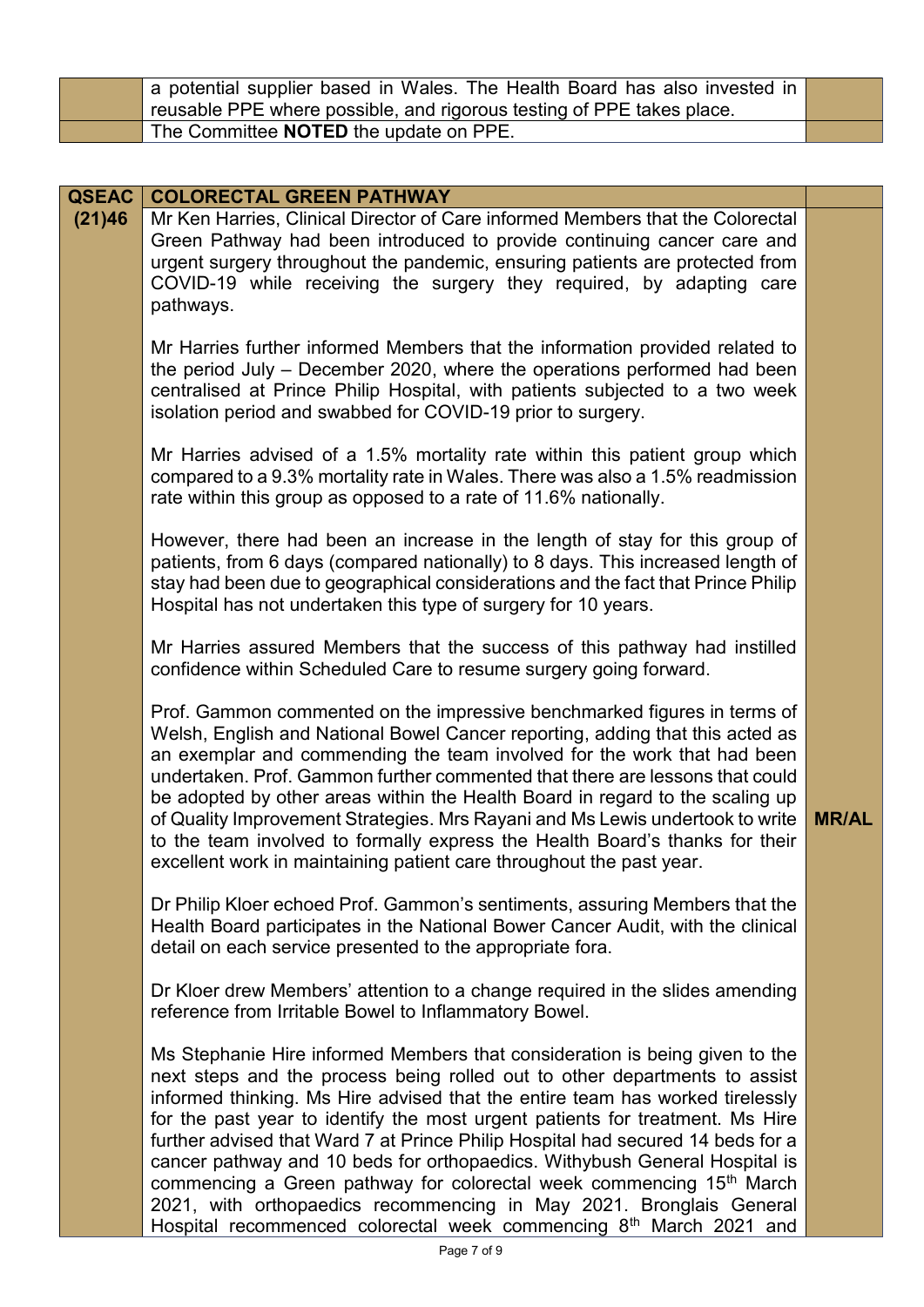| | | |
|---|---|---|
| | a potential supplier based in Wales. The Health Board has also invested in reusable PPE where possible, and rigorous testing of PPE takes place. | |
| | The Committee **NOTED** the update on PPE. | |

| **QSEAC** | **COLORECTAL GREEN PATHWAY** | |
|---|---|---|
| **(21)46** | Mr Ken Harries, Clinical Director of Care informed Members that the Colorectal Green Pathway had been introduced to provide continuing cancer care and urgent surgery throughout the pandemic, ensuring patients are protected from COVID-19 while receiving the surgery they required, by adapting care pathways.<br><br>Mr Harries further informed Members that the information provided related to the period July – December 2020, where the operations performed had been centralised at Prince Philip Hospital, with patients subjected to a two week isolation period and swabbed for COVID-19 prior to surgery.<br><br>Mr Harries advised of a 1.5% mortality rate within this patient group which compared to a 9.3% mortality rate in Wales. There was also a 1.5% readmission rate within this group as opposed to a rate of 11.6% nationally.<br><br>However, there had been an increase in the length of stay for this group of patients, from 6 days (compared nationally) to 8 days. This increased length of stay had been due to geographical considerations and the fact that Prince Philip Hospital has not undertaken this type of surgery for 10 years.<br><br>Mr Harries assured Members that the success of this pathway had instilled confidence within Scheduled Care to resume surgery going forward.<br><br>Prof. Gammon commented on the impressive benchmarked figures in terms of Welsh, English and National Bowel Cancer reporting, adding that this acted as an exemplar and commending the team involved for the work that had been undertaken. Prof. Gammon further commented that there are lessons that could be adopted by other areas within the Health Board in regard to the scaling up of Quality Improvement Strategies. Mrs Rayani and Ms Lewis undertook to write to the team involved to formally express the Health Board's thanks for their excellent work in maintaining patient care throughout the past year.<br><br>Dr Philip Kloer echoed Prof. Gammon's sentiments, assuring Members that the Health Board participates in the National Bower Cancer Audit, with the clinical detail on each service presented to the appropriate fora.<br><br>Dr Kloer drew Members' attention to a change required in the slides amending reference from Irritable Bowel to Inflammatory Bowel.<br><br>Ms Stephanie Hire informed Members that consideration is being given to the next steps and the process being rolled out to other departments to assist informed thinking. Ms Hire advised that the entire team has worked tirelessly for the past year to identify the most urgent patients for treatment. Ms Hire further advised that Ward 7 at Prince Philip Hospital had secured 14 beds for a cancer pathway and 10 beds for orthopaedics. Withybush General Hospital is commencing a Green pathway for colorectal week commencing 15th March 2021, with orthopaedics recommencing in May 2021. Bronglais General Hospital recommenced colorectal week commencing 8th March 2021 and | **MR/AL** |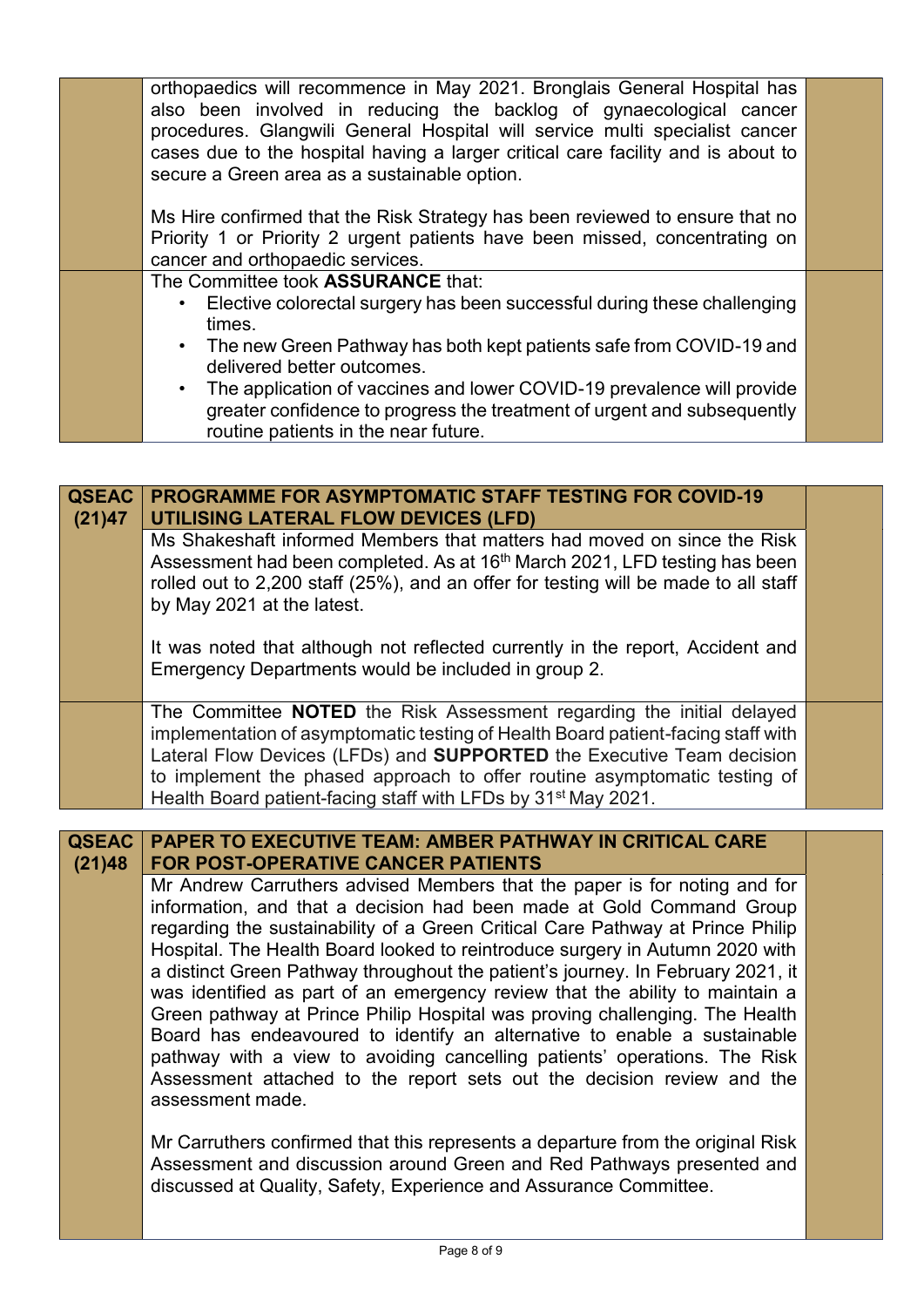| | | |
|---|---|---|
| | orthopaedics will recommence in May 2021. Bronglais General Hospital has also been involved in reducing the backlog of gynaecological cancer procedures. Glangwili General Hospital will service multi specialist cancer cases due to the hospital having a larger critical care facility and is about to secure a Green area as a sustainable option.<br><br>Ms Hire confirmed that the Risk Strategy has been reviewed to ensure that no Priority 1 or Priority 2 urgent patients have been missed, concentrating on cancer and orthopaedic services. | |
| | The Committee took **ASSURANCE** that:<br>• Elective colorectal surgery has been successful during these challenging times.<br>• The new Green Pathway has both kept patients safe from COVID-19 and delivered better outcomes.<br>• The application of vaccines and lower COVID-19 prevalence will provide greater confidence to progress the treatment of urgent and subsequently routine patients in the near future. | |

| | | |
|---|---|---|
| **QSEAC (21)47** | **PROGRAMME FOR ASYMPTOMATIC STAFF TESTING FOR COVID-19 UTILISING LATERAL FLOW DEVICES (LFD)** | |
| | Ms Shakeshaft informed Members that matters had moved on since the Risk Assessment had been completed. As at 16th March 2021, LFD testing has been rolled out to 2,200 staff (25%), and an offer for testing will be made to all staff by May 2021 at the latest.<br><br>It was noted that although not reflected currently in the report, Accident and Emergency Departments would be included in group 2. | |
| | The Committee **NOTED** the Risk Assessment regarding the initial delayed implementation of asymptomatic testing of Health Board patient-facing staff with Lateral Flow Devices (LFDs) and **SUPPORTED** the Executive Team decision to implement the phased approach to offer routine asymptomatic testing of Health Board patient-facing staff with LFDs by 31st May 2021. | |

| | | |
|---|---|---|
| **QSEAC (21)48** | **PAPER TO EXECUTIVE TEAM: AMBER PATHWAY IN CRITICAL CARE FOR POST-OPERATIVE CANCER PATIENTS** | |
| | Mr Andrew Carruthers advised Members that the paper is for noting and for information, and that a decision had been made at Gold Command Group regarding the sustainability of a Green Critical Care Pathway at Prince Philip Hospital. The Health Board looked to reintroduce surgery in Autumn 2020 with a distinct Green Pathway throughout the patient's journey. In February 2021, it was identified as part of an emergency review that the ability to maintain a Green pathway at Prince Philip Hospital was proving challenging. The Health Board has endeavoured to identify an alternative to enable a sustainable pathway with a view to avoiding cancelling patients' operations. The Risk Assessment attached to the report sets out the decision review and the assessment made.<br><br>Mr Carruthers confirmed that this represents a departure from the original Risk Assessment and discussion around Green and Red Pathways presented and discussed at Quality, Safety, Experience and Assurance Committee. | |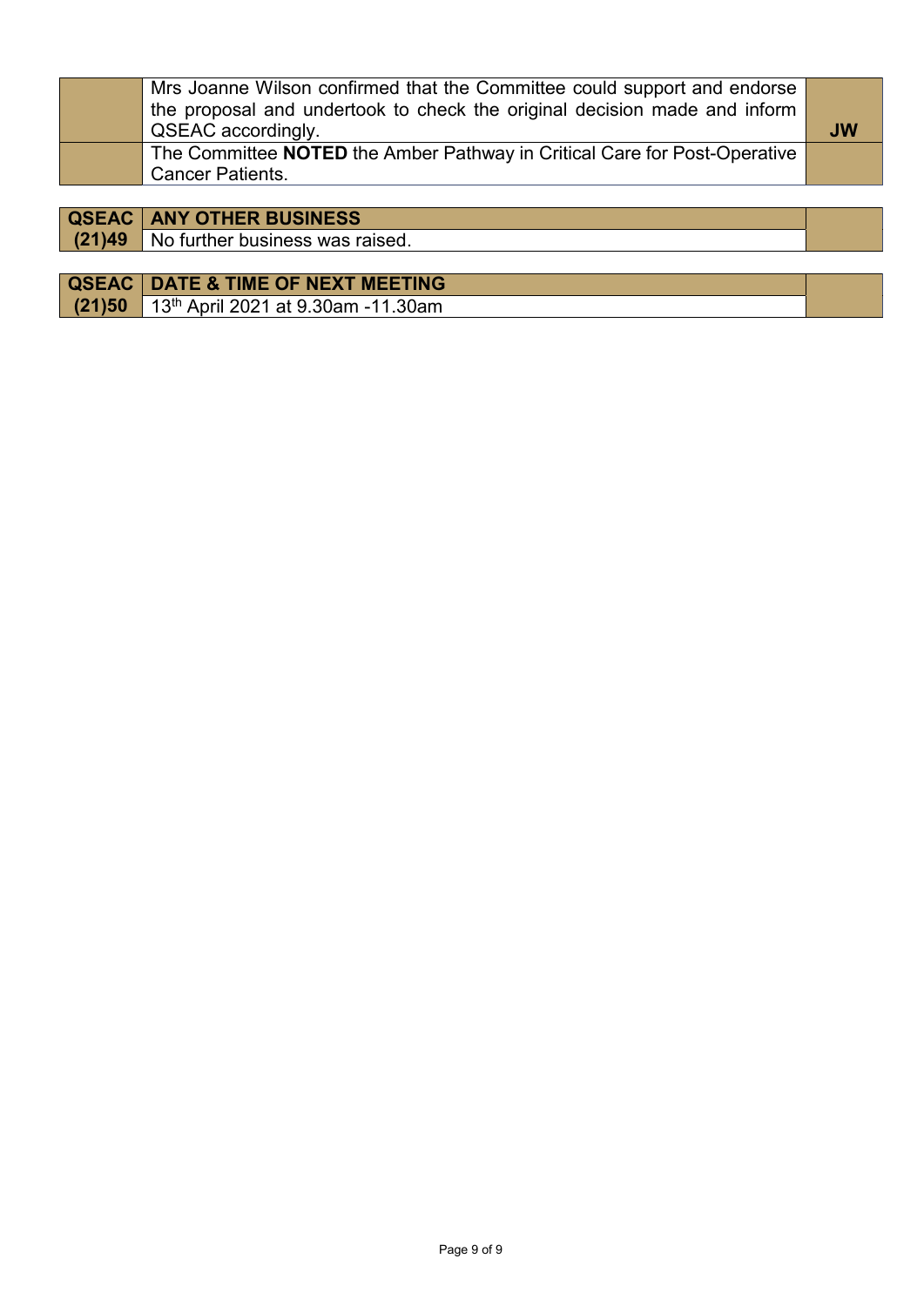| | | |
|---|---|---|
| | Mrs Joanne Wilson confirmed that the Committee could support and endorse the proposal and undertook to check the original decision made and inform QSEAC accordingly. | **JW** |
| | The Committee **NOTED** the Amber Pathway in Critical Care for Post-Operative Cancer Patients. | |

| | | |
|---|---|---|
| **QSEAC (21)49** | **ANY OTHER BUSINESS** | |
| | No further business was raised. | |

| | | |
|---|---|---|
| **QSEAC (21)50** | **DATE & TIME OF NEXT MEETING** | |
| | 13th April 2021 at 9.30am -11.30am | |